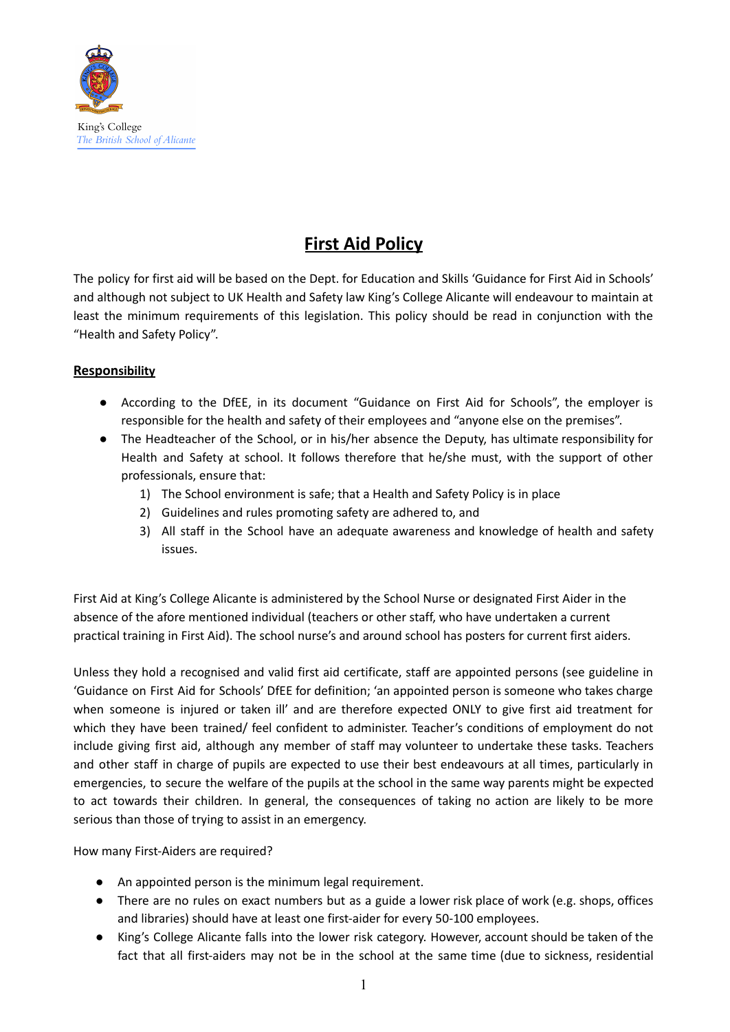King's College
*The British School of Alicante*

# First Aid Policy

The policy for first aid will be based on the Dept. for Education and Skills 'Guidance for First Aid in Schools' and although not subject to UK Health and Safety law King's College Alicante will endeavour to maintain at least the minimum requirements of this legislation. This policy should be read in conjunction with the "Health and Safety Policy".

## Responsibility

- According to the DfEE, in its document "Guidance on First Aid for Schools", the employer is responsible for the health and safety of their employees and "anyone else on the premises".
- The Headteacher of the School, or in his/her absence the Deputy, has ultimate responsibility for Health and Safety at school. It follows therefore that he/she must, with the support of other professionals, ensure that:
    1) The School environment is safe; that a Health and Safety Policy is in place
    2) Guidelines and rules promoting safety are adhered to, and
    3) All staff in the School have an adequate awareness and knowledge of health and safety issues.

First Aid at King's College Alicante is administered by the School Nurse or designated First Aider in the absence of the afore mentioned individual (teachers or other staff, who have undertaken a current practical training in First Aid). The school nurse's and around school has posters for current first aiders.

Unless they hold a recognised and valid first aid certificate, staff are appointed persons (see guideline in 'Guidance on First Aid for Schools' DfEE for definition; 'an appointed person is someone who takes charge when someone is injured or taken ill' and are therefore expected ONLY to give first aid treatment for which they have been trained/ feel confident to administer. Teacher's conditions of employment do not include giving first aid, although any member of staff may volunteer to undertake these tasks. Teachers and other staff in charge of pupils are expected to use their best endeavours at all times, particularly in emergencies, to secure the welfare of the pupils at the school in the same way parents might be expected to act towards their children. In general, the consequences of taking no action are likely to be more serious than those of trying to assist in an emergency.

How many First-Aiders are required?

- An appointed person is the minimum legal requirement.
- There are no rules on exact numbers but as a guide a lower risk place of work (e.g. shops, offices and libraries) should have at least one first-aider for every 50-100 employees.
- King's College Alicante falls into the lower risk category. However, account should be taken of the fact that all first-aiders may not be in the school at the same time (due to sickness, residential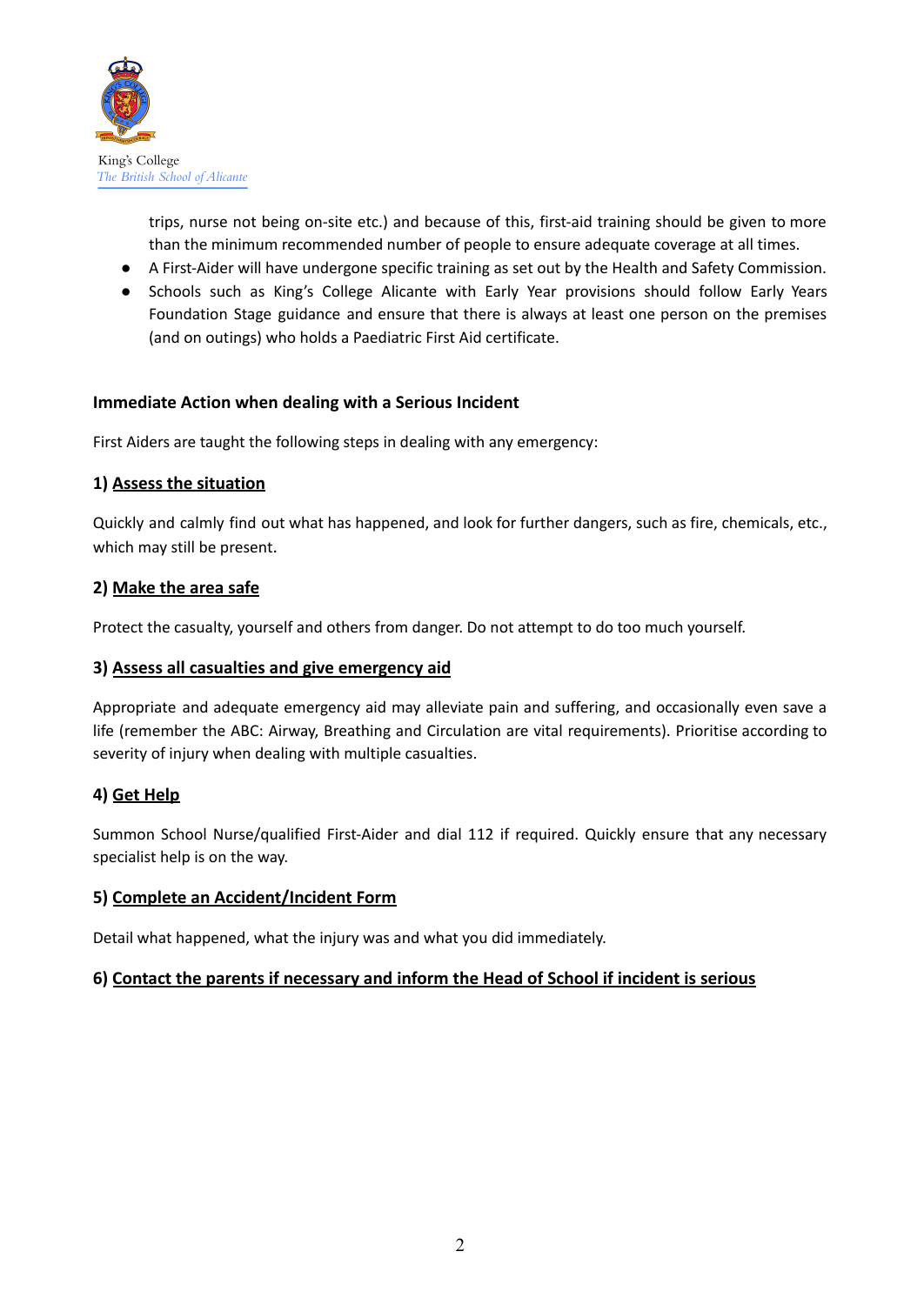trips, nurse not being on-site etc.) and because of this, first-aid training should be given to more than the minimum recommended number of people to ensure adequate coverage at all times.

- A First-Aider will have undergone specific training as set out by the Health and Safety Commission.
- Schools such as King's College Alicante with Early Year provisions should follow Early Years Foundation Stage guidance and ensure that there is always at least one person on the premises (and on outings) who holds a Paediatric First Aid certificate.

### Immediate Action when dealing with a Serious Incident

First Aiders are taught the following steps in dealing with any emergency:

#### 1) Assess the situation

Quickly and calmly find out what has happened, and look for further dangers, such as fire, chemicals, etc., which may still be present.

#### 2) Make the area safe

Protect the casualty, yourself and others from danger. Do not attempt to do too much yourself.

#### 3) Assess all casualties and give emergency aid

Appropriate and adequate emergency aid may alleviate pain and suffering, and occasionally even save a life (remember the ABC: Airway, Breathing and Circulation are vital requirements). Prioritise according to severity of injury when dealing with multiple casualties.

#### 4) Get Help

Summon School Nurse/qualified First-Aider and dial 112 if required. Quickly ensure that any necessary specialist help is on the way.

#### 5) Complete an Accident/Incident Form

Detail what happened, what the injury was and what you did immediately.

#### 6) Contact the parents if necessary and inform the Head of School if incident is serious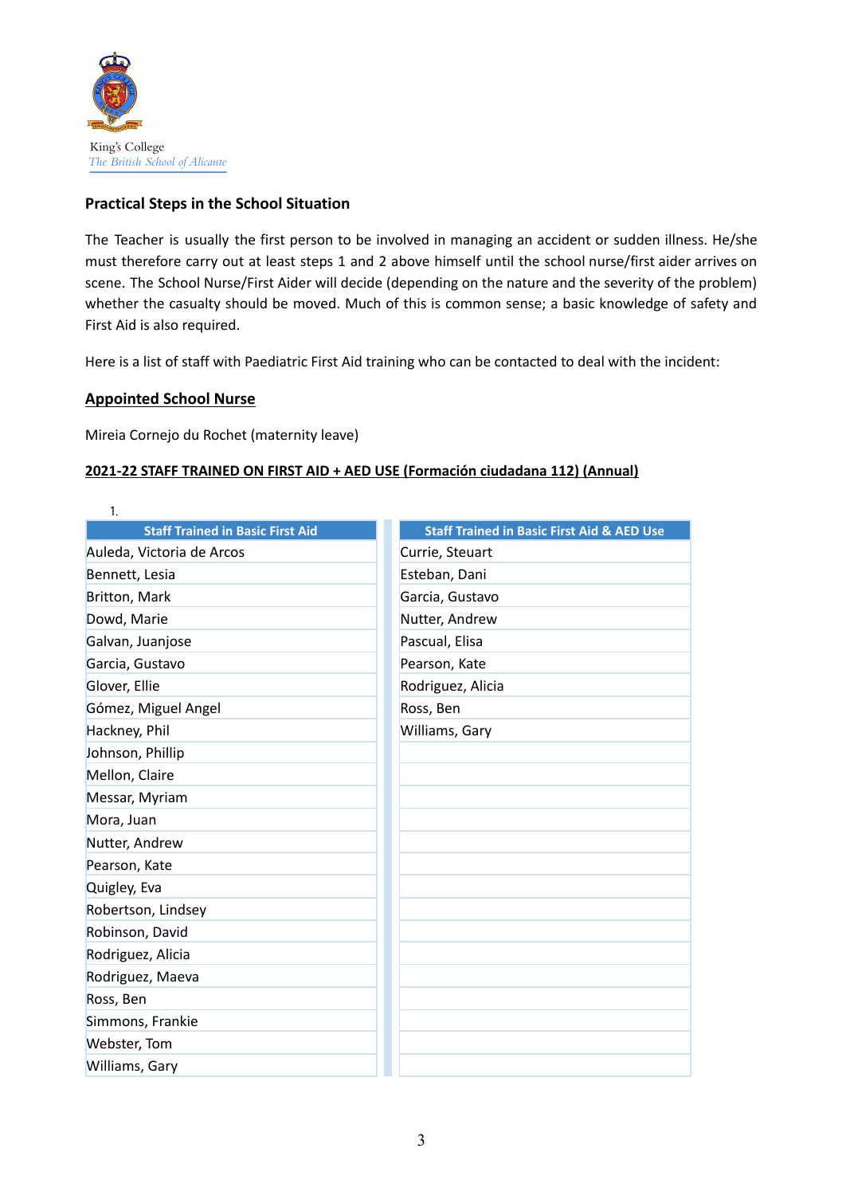King's College
*The British School of Alicante*

## Practical Steps in the School Situation

The Teacher is usually the first person to be involved in managing an accident or sudden illness. He/she must therefore carry out at least steps 1 and 2 above himself until the school nurse/first aider arrives on scene. The School Nurse/First Aider will decide (depending on the nature and the severity of the problem) whether the casualty should be moved. Much of this is common sense; a basic knowledge of safety and First Aid is also required.

Here is a list of staff with Paediatric First Aid training who can be contacted to deal with the incident:

### Appointed School Nurse

Mireia Cornejo du Rochet (maternity leave)

### 2021-22 STAFF TRAINED ON FIRST AID + AED USE (Formación ciudadana 112) (Annual)

1.

| Staff Trained in Basic First Aid | Staff Trained in Basic First Aid & AED Use |
|---|---|
| Auleda, Victoria de Arcos | Currie, Steuart |
| Bennett, Lesia | Esteban, Dani |
| Britton, Mark | Garcia, Gustavo |
| Dowd, Marie | Nutter, Andrew |
| Galvan, Juanjose | Pascual, Elisa |
| Garcia, Gustavo | Pearson, Kate |
| Glover, Ellie | Rodriguez, Alicia |
| Gómez, Miguel Angel | Ross, Ben |
| Hackney, Phil | Williams, Gary |
| Johnson, Phillip | |
| Mellon, Claire | |
| Messar, Myriam | |
| Mora, Juan | |
| Nutter, Andrew | |
| Pearson, Kate | |
| Quigley, Eva | |
| Robertson, Lindsey | |
| Robinson, David | |
| Rodriguez, Alicia | |
| Rodriguez, Maeva | |
| Ross, Ben | |
| Simmons, Frankie | |
| Webster, Tom | |
| Williams, Gary | |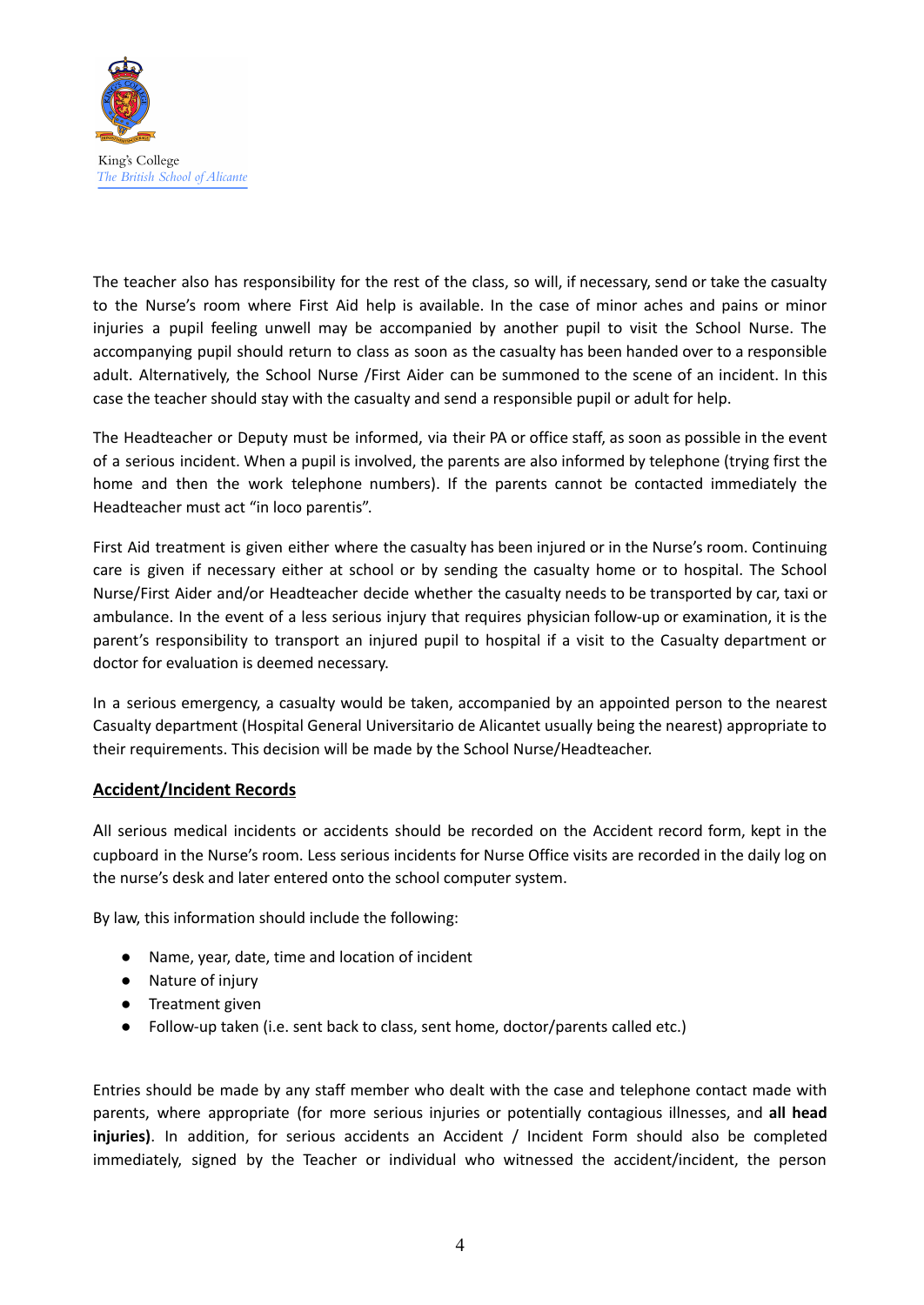The teacher also has responsibility for the rest of the class, so will, if necessary, send or take the casualty to the Nurse's room where First Aid help is available. In the case of minor aches and pains or minor injuries a pupil feeling unwell may be accompanied by another pupil to visit the School Nurse. The accompanying pupil should return to class as soon as the casualty has been handed over to a responsible adult. Alternatively, the School Nurse /First Aider can be summoned to the scene of an incident. In this case the teacher should stay with the casualty and send a responsible pupil or adult for help.

The Headteacher or Deputy must be informed, via their PA or office staff, as soon as possible in the event of a serious incident. When a pupil is involved, the parents are also informed by telephone (trying first the home and then the work telephone numbers). If the parents cannot be contacted immediately the Headteacher must act "in loco parentis".

First Aid treatment is given either where the casualty has been injured or in the Nurse's room. Continuing care is given if necessary either at school or by sending the casualty home or to hospital. The School Nurse/First Aider and/or Headteacher decide whether the casualty needs to be transported by car, taxi or ambulance. In the event of a less serious injury that requires physician follow-up or examination, it is the parent's responsibility to transport an injured pupil to hospital if a visit to the Casualty department or doctor for evaluation is deemed necessary.

In a serious emergency, a casualty would be taken, accompanied by an appointed person to the nearest Casualty department (Hospital General Universitario de Alicantet usually being the nearest) appropriate to their requirements. This decision will be made by the School Nurse/Headteacher.

## Accident/Incident Records

All serious medical incidents or accidents should be recorded on the Accident record form, kept in the cupboard in the Nurse's room. Less serious incidents for Nurse Office visits are recorded in the daily log on the nurse's desk and later entered onto the school computer system.

By law, this information should include the following:

- Name, year, date, time and location of incident
- Nature of injury
- Treatment given
- Follow-up taken (i.e. sent back to class, sent home, doctor/parents called etc.)

Entries should be made by any staff member who dealt with the case and telephone contact made with parents, where appropriate (for more serious injuries or potentially contagious illnesses, and **all head injuries)**. In addition, for serious accidents an Accident / Incident Form should also be completed immediately, signed by the Teacher or individual who witnessed the accident/incident, the person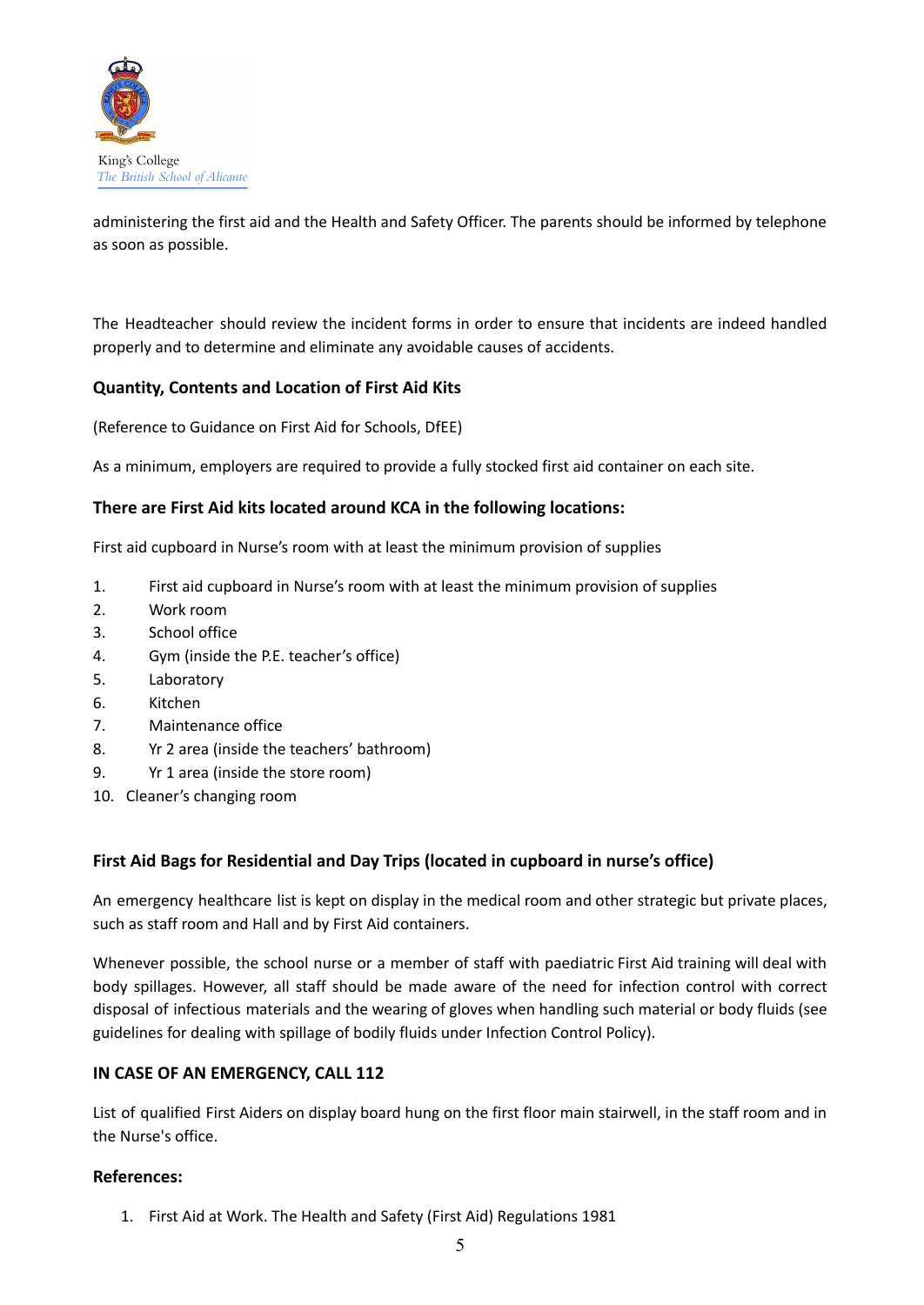administering the first aid and the Health and Safety Officer. The parents should be informed by telephone as soon as possible.

The Headteacher should review the incident forms in order to ensure that incidents are indeed handled properly and to determine and eliminate any avoidable causes of accidents.

### Quantity, Contents and Location of First Aid Kits

(Reference to Guidance on First Aid for Schools, DfEE)

As a minimum, employers are required to provide a fully stocked first aid container on each site.

### There are First Aid kits located around KCA in the following locations:

First aid cupboard in Nurse's room with at least the minimum provision of supplies

1. First aid cupboard in Nurse's room with at least the minimum provision of supplies
2. Work room
3. School office
4. Gym (inside the P.E. teacher's office)
5. Laboratory
6. Kitchen
7. Maintenance office
8. Yr 2 area (inside the teachers' bathroom)
9. Yr 1 area (inside the store room)
10. Cleaner's changing room

### First Aid Bags for Residential and Day Trips (located in cupboard in nurse's office)

An emergency healthcare list is kept on display in the medical room and other strategic but private places, such as staff room and Hall and by First Aid containers.

Whenever possible, the school nurse or a member of staff with paediatric First Aid training will deal with body spillages. However, all staff should be made aware of the need for infection control with correct disposal of infectious materials and the wearing of gloves when handling such material or body fluids (see guidelines for dealing with spillage of bodily fluids under Infection Control Policy).

### IN CASE OF AN EMERGENCY, CALL 112

List of qualified First Aiders on display board hung on the first floor main stairwell, in the staff room and in the Nurse's office.

### References:

1. First Aid at Work. The Health and Safety (First Aid) Regulations 1981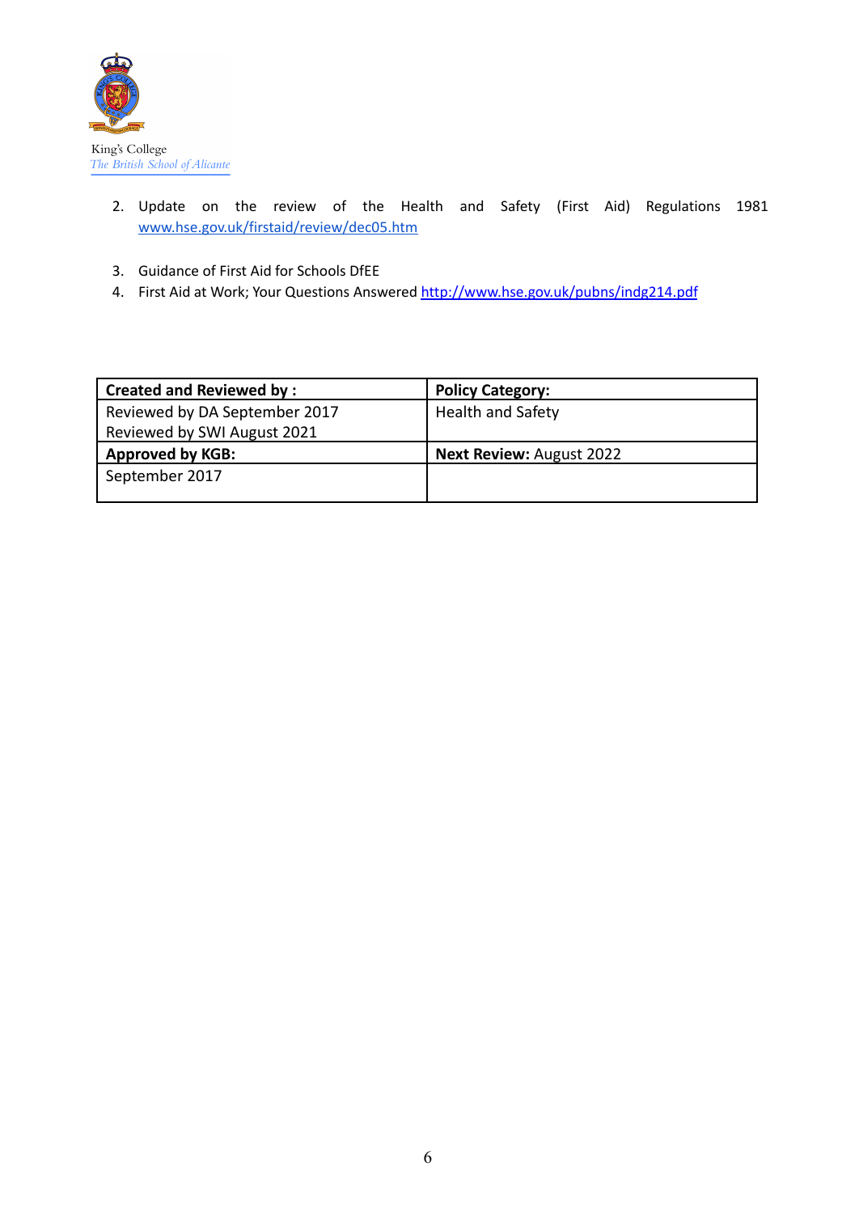2. Update on the review of the Health and Safety (First Aid) Regulations 1981 www.hse.gov.uk/firstaid/review/dec05.htm

3. Guidance of First Aid for Schools DfEE
4. First Aid at Work; Your Questions Answered http://www.hse.gov.uk/pubns/indg214.pdf

| **Created and Reviewed by :** | **Policy Category:** |
| --- | --- |
| Reviewed by DA September 2017<br>Reviewed by SWI August 2021 | Health and Safety |
| **Approved by KGB:** | **Next Review:** August 2022 |
| September 2017 | |